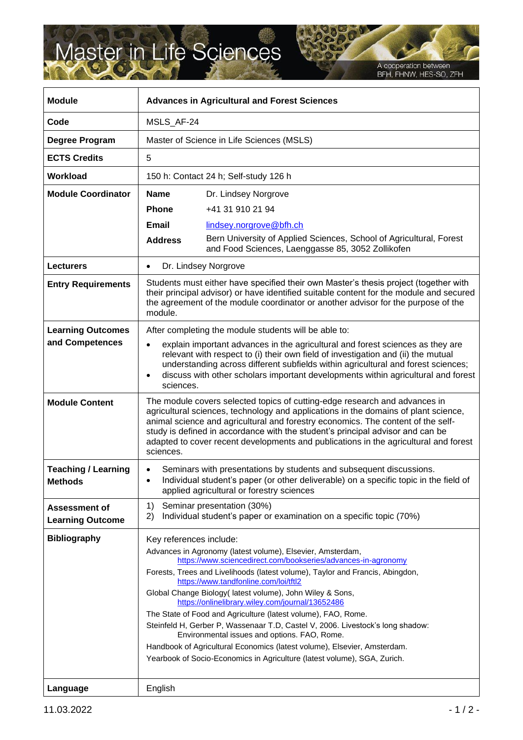# Master in Life Sciences

A cooperation between BFH, FHNW, HES-SO, ZFH

| Module | Advances in Agricultural and Forest Sciences |
|---|---|
| Code | MSLS_AF-24 |
| Degree Program | Master of Science in Life Sciences (MSLS) |
| ECTS Credits | 5 |
| Workload | 150 h: Contact 24 h; Self-study 126 h |
| Module Coordinator | **Name** Dr. Lindsey Norgrove<br>**Phone** +41 31 910 21 94<br>**Email** lindsey.norgrove@bfh.ch<br>**Address** Bern University of Applied Sciences, School of Agricultural, Forest and Food Sciences, Laenggasse 85, 3052 Zollikofen |
| Lecturers | • Dr. Lindsey Norgrove |
| Entry Requirements | Students must either have specified their own Master's thesis project (together with their principal advisor) or have identified suitable content for the module and secured the agreement of the module coordinator or another advisor for the purpose of the module. |
| Learning Outcomes and Competences | After completing the module students will be able to:<br>• explain important advances in the agricultural and forest sciences as they are relevant with respect to (i) their own field of investigation and (ii) the mutual understanding across different subfields within agricultural and forest sciences;<br>• discuss with other scholars important developments within agricultural and forest sciences. |
| Module Content | The module covers selected topics of cutting-edge research and advances in agricultural sciences, technology and applications in the domains of plant science, animal science and agricultural and forestry economics. The content of the self-study is defined in accordance with the student's principal advisor and can be adapted to cover recent developments and publications in the agricultural and forest sciences. |
| Teaching / Learning Methods | • Seminars with presentations by students and subsequent discussions.<br>• Individual student's paper (or other deliverable) on a specific topic in the field of applied agricultural or forestry sciences |
| Assessment of Learning Outcome | 1) Seminar presentation (30%)<br>2) Individual student's paper or examination on a specific topic (70%) |
| Bibliography | Key references include:<br>Advances in Agronomy (latest volume), Elsevier, Amsterdam, https://www.sciencedirect.com/bookseries/advances-in-agronomy<br>Forests, Trees and Livelihoods (latest volume), Taylor and Francis, Abingdon, https://www.tandfonline.com/loi/tftl2<br>Global Change Biology( latest volume), John Wiley & Sons, https://onlinelibrary.wiley.com/journal/13652486<br>The State of Food and Agriculture (latest volume), FAO, Rome.<br>Steinfeld H, Gerber P, Wassenaar T.D, Castel V, 2006. Livestock's long shadow: Environmental issues and options. FAO, Rome.<br>Handbook of Agricultural Economics (latest volume), Elsevier, Amsterdam.<br>Yearbook of Socio-Economics in Agriculture (latest volume), SGA, Zurich. |
| Language | English |

11.03.2022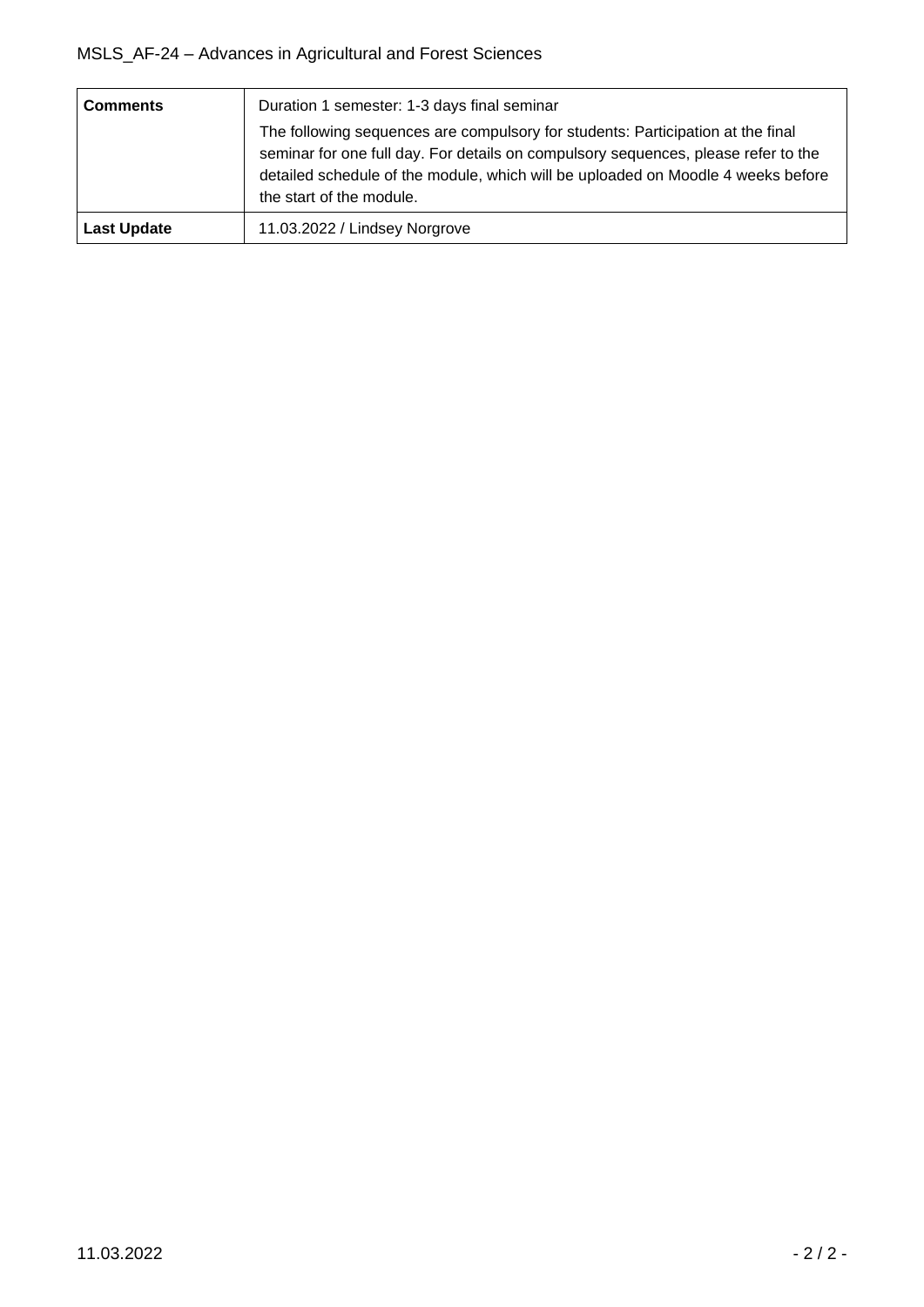| | |
|---|---|
| **Comments** | Duration 1 semester: 1-3 days final seminar<br>The following sequences are compulsory for students: Participation at the final seminar for one full day. For details on compulsory sequences, please refer to the detailed schedule of the module, which will be uploaded on Moodle 4 weeks before the start of the module. |
| **Last Update** | 11.03.2022 / Lindsey Norgrove |